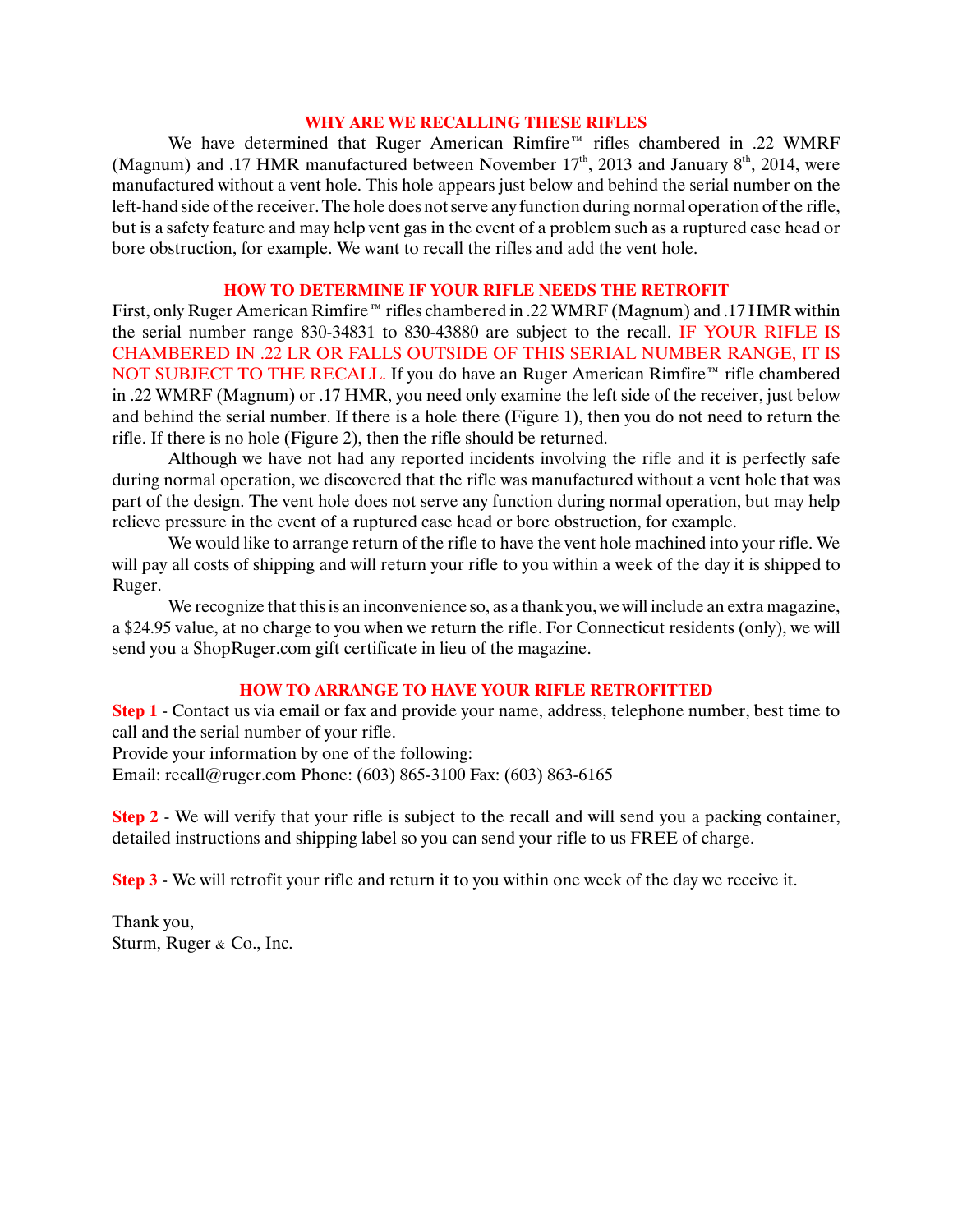## WHY ARE WE RECALLING THESE RIFLES

We have determined that Ruger American Rimfire™ rifles chambered in .22 WMRF (Magnum) and .17 HMR manufactured between November 17th, 2013 and January 8th, 2014, were manufactured without a vent hole. This hole appears just below and behind the serial number on the left-hand side of the receiver. The hole does not serve any function during normal operation of the rifle, but is a safety feature and may help vent gas in the event of a problem such as a ruptured case head or bore obstruction, for example. We want to recall the rifles and add the vent hole.

## HOW TO DETERMINE IF YOUR RIFLE NEEDS THE RETROFIT

First, only Ruger American Rimfire™ rifles chambered in .22 WMRF (Magnum) and .17 HMR within the serial number range 830-34831 to 830-43880 are subject to the recall. IF YOUR RIFLE IS CHAMBERED IN .22 LR OR FALLS OUTSIDE OF THIS SERIAL NUMBER RANGE, IT IS NOT SUBJECT TO THE RECALL. If you do have an Ruger American Rimfire™ rifle chambered in .22 WMRF (Magnum) or .17 HMR, you need only examine the left side of the receiver, just below and behind the serial number. If there is a hole there (Figure 1), then you do not need to return the rifle. If there is no hole (Figure 2), then the rifle should be returned.

Although we have not had any reported incidents involving the rifle and it is perfectly safe during normal operation, we discovered that the rifle was manufactured without a vent hole that was part of the design. The vent hole does not serve any function during normal operation, but may help relieve pressure in the event of a ruptured case head or bore obstruction, for example.

We would like to arrange return of the rifle to have the vent hole machined into your rifle. We will pay all costs of shipping and will return your rifle to you within a week of the day it is shipped to Ruger.

We recognize that this is an inconvenience so, as a thank you, we will include an extra magazine, a $24.95 value, at no charge to you when we return the rifle. For Connecticut residents (only), we will send you a ShopRuger.com gift certificate in lieu of the magazine.

## HOW TO ARRANGE TO HAVE YOUR RIFLE RETROFITTED

**Step 1** - Contact us via email or fax and provide your name, address, telephone number, best time to call and the serial number of your rifle.
Provide your information by one of the following:
Email: recall@ruger.com Phone: (603) 865-3100 Fax: (603) 863-6165

**Step 2** - We will verify that your rifle is subject to the recall and will send you a packing container, detailed instructions and shipping label so you can send your rifle to us FREE of charge.

**Step 3** - We will retrofit your rifle and return it to you within one week of the day we receive it.

Thank you,
Sturm, Ruger & Co., Inc.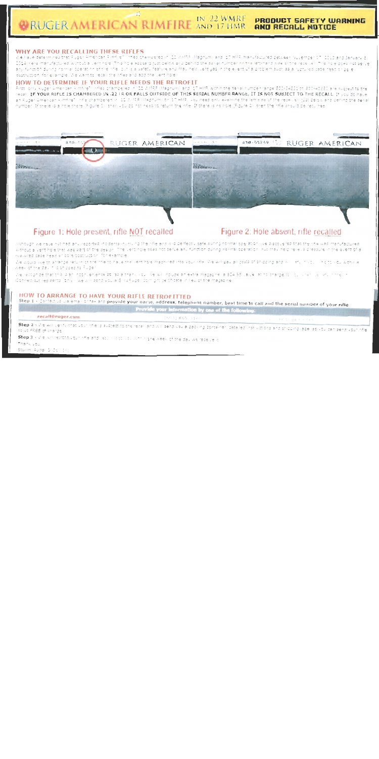# RUGER AMERICAN RIMFIRE IN .22 WMRF AND .17 HMR — PRODUCT SAFETY WARNING AND RECALL NOTICE

## WHY ARE YOU RECALLING THESE RIFLES

We have determined that Ruger American Rimfire rifles chambered in .22 WMRF (Magnum) and .17 HMR manufactured between November 17, 2013 and January 8, 2014 were manufactured without a vent hole. This hole appears just below and behind the serial number on the left-hand side of the receiver. This hole does not serve any function during normal operation of the rifle, but is a safety feature and may help vent gas in the event of a problem such as a ruptured case head or bore obstruction, for example. We want to retrofit the rifles and add the vent hole.

## HOW TO DETERMINE IF YOUR RIFLE NEEDS THE RETROFIT

First, only Ruger American Rimfire rifles chambered in .22 WMRF (Magnum) and .17 HMR within the serial number range 830-34831 to 830-40930 are subject to the recall. **IF YOUR RIFLE IS CHAMBERED IN .22 LR OR FALLS OUTSIDE OF THIS SERIAL NUMBER RANGE, IT IS NOT SUBJECT TO THE RECALL.** If you do have an Ruger American Rimfire rifle chambered in .22 WMRF (Magnum) or .17 HMR, you need only examine the left side of the receiver just below and behind the serial number. If there is a hole there (Figure 1), then you do not need to return the rifle. If there is no hole (Figure 2), then the rifle should be returned.

Figure 1: Hole present, rifle NOT recalled

Figure 2: Hole absent, rifle recalled

Although we have not had any reported incidents involving the rifle and it is perfectly safe during normal operation, we discovered that the rifle was manufactured without a vent hole that was part of the design. The vent hole does not serve any function during normal operation, but may help relieve pressure in the event of a ruptured case head or bore obstruction, for example.

We would like to arrange return of the rifle to have the vent hole machined into your rifle. We will pay all costs of shipping and will return the rifle to you within a week of the day it is shipped to Ruger.

We recognize that this is an inconvenience so as a thank you, we will include an extra magazine (a $34.95 value) at no charge to you. (For Connecticut residents only, we will send you a $ Ruger.com gift certificate in lieu of the magazine.)

## HOW TO ARRANGE TO HAVE YOUR RIFLE RETROFITTED

**Step 1** - Contact us via email or fax and provide your name, address, telephone number, best time to call and the serial number of your rifle.

**Provide your information by one of the following:**

Email: **recall@ruger.com** | Phone: (800) 865-... | Fax: ...

**Step 2** - We will verify that your rifle is subject to the recall and will send you a packing container, detailed instructions and shipping label so you can send your rifle to us FREE of charge.

**Step 3** - We will retrofit your rifle and return it to you within one week of the day we receive it.

Thank you.

Sturm, Ruger & Co., Inc.